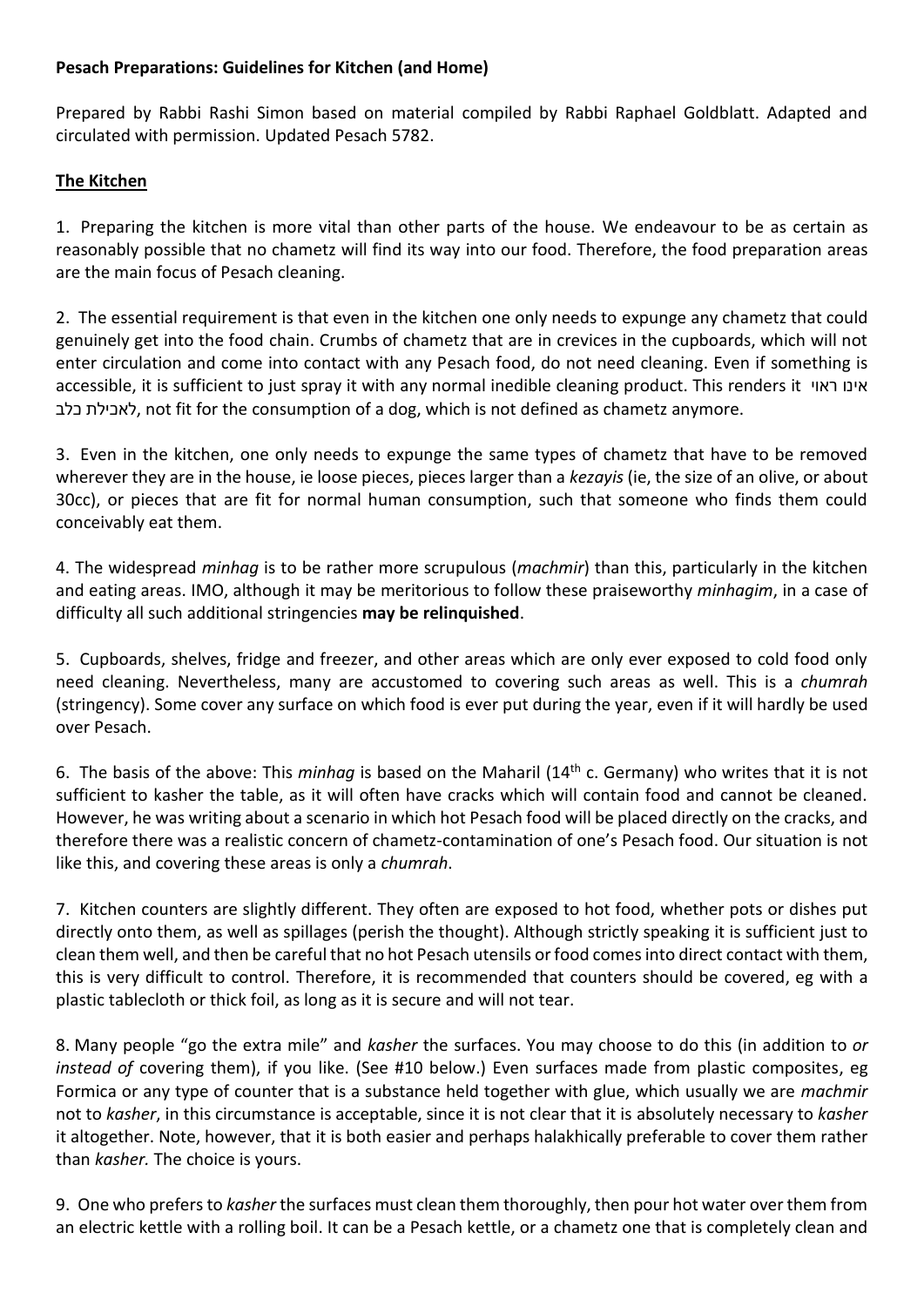**Pesach Preparations: Guidelines for Kitchen (and Home)**

Prepared by Rabbi Rashi Simon based on material compiled by Rabbi Raphael Goldblatt. Adapted and circulated with permission. Updated Pesach 5782.

**The Kitchen**

1. Preparing the kitchen is more vital than other parts of the house. We endeavour to be as certain as reasonably possible that no chametz will find its way into our food. Therefore, the food preparation areas are the main focus of Pesach cleaning.

2. The essential requirement is that even in the kitchen one only needs to expunge any chametz that could genuinely get into the food chain. Crumbs of chametz that are in crevices in the cupboards, which will not enter circulation and come into contact with any Pesach food, do not need cleaning. Even if something is accessible, it is sufficient to just spray it with any normal inedible cleaning product. This renders it אינו ראוי לאכילת כלב, not fit for the consumption of a dog, which is not defined as chametz anymore.

3. Even in the kitchen, one only needs to expunge the same types of chametz that have to be removed wherever they are in the house, ie loose pieces, pieces larger than a *kezayis* (ie, the size of an olive, or about 30cc), or pieces that are fit for normal human consumption, such that someone who finds them could conceivably eat them.

4. The widespread *minhag* is to be rather more scrupulous (*machmir*) than this, particularly in the kitchen and eating areas. IMO, although it may be meritorious to follow these praiseworthy *minhagim*, in a case of difficulty all such additional stringencies **may be relinquished**.

5. Cupboards, shelves, fridge and freezer, and other areas which are only ever exposed to cold food only need cleaning. Nevertheless, many are accustomed to covering such areas as well. This is a *chumrah* (stringency). Some cover any surface on which food is ever put during the year, even if it will hardly be used over Pesach.

6. The basis of the above: This *minhag* is based on the Maharil (14th c. Germany) who writes that it is not sufficient to kasher the table, as it will often have cracks which will contain food and cannot be cleaned. However, he was writing about a scenario in which hot Pesach food will be placed directly on the cracks, and therefore there was a realistic concern of chametz-contamination of one's Pesach food. Our situation is not like this, and covering these areas is only a *chumrah*.

7. Kitchen counters are slightly different. They often are exposed to hot food, whether pots or dishes put directly onto them, as well as spillages (perish the thought). Although strictly speaking it is sufficient just to clean them well, and then be careful that no hot Pesach utensils or food comes into direct contact with them, this is very difficult to control. Therefore, it is recommended that counters should be covered, eg with a plastic tablecloth or thick foil, as long as it is secure and will not tear.

8. Many people "go the extra mile" and *kasher* the surfaces. You may choose to do this (in addition to *or instead of* covering them), if you like. (See #10 below.) Even surfaces made from plastic composites, eg Formica or any type of counter that is a substance held together with glue, which usually we are *machmir* not to *kasher*, in this circumstance is acceptable, since it is not clear that it is absolutely necessary to *kasher* it altogether. Note, however, that it is both easier and perhaps halakhically preferable to cover them rather than *kasher.* The choice is yours.

9. One who prefers to *kasher* the surfaces must clean them thoroughly, then pour hot water over them from an electric kettle with a rolling boil. It can be a Pesach kettle, or a chametz one that is completely clean and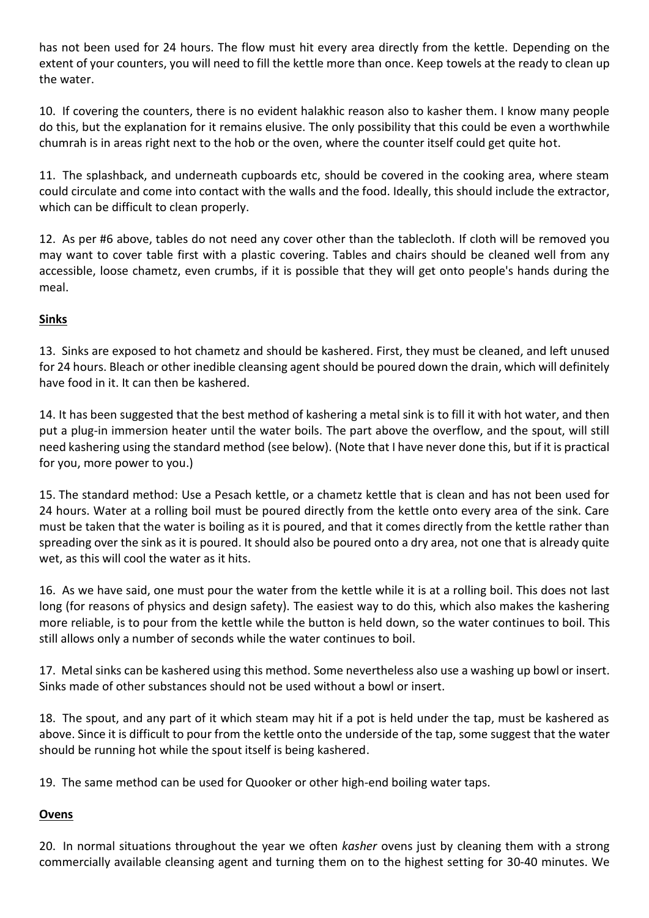has not been used for 24 hours. The flow must hit every area directly from the kettle. Depending on the extent of your counters, you will need to fill the kettle more than once. Keep towels at the ready to clean up the water.

10. If covering the counters, there is no evident halakhic reason also to kasher them. I know many people do this, but the explanation for it remains elusive. The only possibility that this could be even a worthwhile chumrah is in areas right next to the hob or the oven, where the counter itself could get quite hot.

11. The splashback, and underneath cupboards etc, should be covered in the cooking area, where steam could circulate and come into contact with the walls and the food. Ideally, this should include the extractor, which can be difficult to clean properly.

12. As per #6 above, tables do not need any cover other than the tablecloth. If cloth will be removed you may want to cover table first with a plastic covering. Tables and chairs should be cleaned well from any accessible, loose chametz, even crumbs, if it is possible that they will get onto people's hands during the meal.

## Sinks

13. Sinks are exposed to hot chametz and should be kashered. First, they must be cleaned, and left unused for 24 hours. Bleach or other inedible cleansing agent should be poured down the drain, which will definitely have food in it. It can then be kashered.

14. It has been suggested that the best method of kashering a metal sink is to fill it with hot water, and then put a plug-in immersion heater until the water boils. The part above the overflow, and the spout, will still need kashering using the standard method (see below). (Note that I have never done this, but if it is practical for you, more power to you.)

15. The standard method: Use a Pesach kettle, or a chametz kettle that is clean and has not been used for 24 hours. Water at a rolling boil must be poured directly from the kettle onto every area of the sink. Care must be taken that the water is boiling as it is poured, and that it comes directly from the kettle rather than spreading over the sink as it is poured. It should also be poured onto a dry area, not one that is already quite wet, as this will cool the water as it hits.

16. As we have said, one must pour the water from the kettle while it is at a rolling boil. This does not last long (for reasons of physics and design safety). The easiest way to do this, which also makes the kashering more reliable, is to pour from the kettle while the button is held down, so the water continues to boil. This still allows only a number of seconds while the water continues to boil.

17. Metal sinks can be kashered using this method. Some nevertheless also use a washing up bowl or insert. Sinks made of other substances should not be used without a bowl or insert.

18. The spout, and any part of it which steam may hit if a pot is held under the tap, must be kashered as above. Since it is difficult to pour from the kettle onto the underside of the tap, some suggest that the water should be running hot while the spout itself is being kashered.

19. The same method can be used for Quooker or other high-end boiling water taps.

## Ovens

20. In normal situations throughout the year we often *kasher* ovens just by cleaning them with a strong commercially available cleansing agent and turning them on to the highest setting for 30-40 minutes. We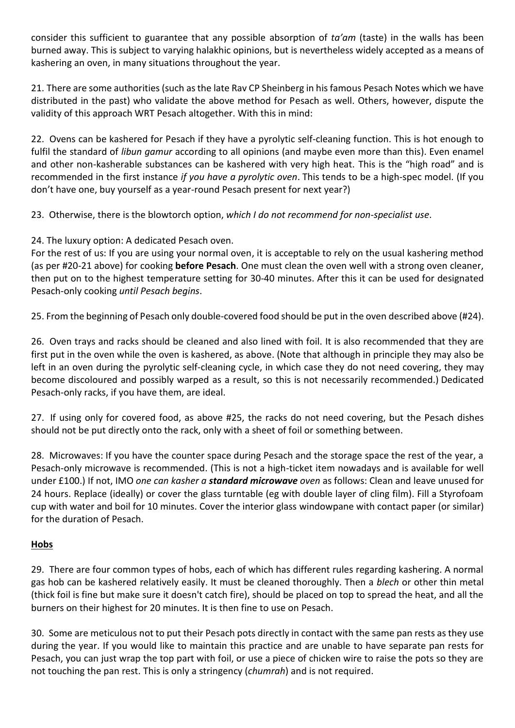consider this sufficient to guarantee that any possible absorption of *ta'am* (taste) in the walls has been burned away. This is subject to varying halakhic opinions, but is nevertheless widely accepted as a means of kashering an oven, in many situations throughout the year.

21. There are some authorities (such as the late Rav CP Sheinberg in his famous Pesach Notes which we have distributed in the past) who validate the above method for Pesach as well. Others, however, dispute the validity of this approach WRT Pesach altogether. With this in mind:

22. Ovens can be kashered for Pesach if they have a pyrolytic self-cleaning function. This is hot enough to fulfil the standard of *libun gamur* according to all opinions (and maybe even more than this). Even enamel and other non-kasherable substances can be kashered with very high heat. This is the "high road" and is recommended in the first instance *if you have a pyrolytic oven*. This tends to be a high-spec model. (If you don't have one, buy yourself as a year-round Pesach present for next year?)

23. Otherwise, there is the blowtorch option, *which I do not recommend for non-specialist use*.

24. The luxury option: A dedicated Pesach oven.
For the rest of us: If you are using your normal oven, it is acceptable to rely on the usual kashering method (as per #20-21 above) for cooking **before Pesach**. One must clean the oven well with a strong oven cleaner, then put on to the highest temperature setting for 30-40 minutes. After this it can be used for designated Pesach-only cooking *until Pesach begins*.

25. From the beginning of Pesach only double-covered food should be put in the oven described above (#24).

26. Oven trays and racks should be cleaned and also lined with foil. It is also recommended that they are first put in the oven while the oven is kashered, as above. (Note that although in principle they may also be left in an oven during the pyrolytic self-cleaning cycle, in which case they do not need covering, they may become discoloured and possibly warped as a result, so this is not necessarily recommended.) Dedicated Pesach-only racks, if you have them, are ideal.

27. If using only for covered food, as above #25, the racks do not need covering, but the Pesach dishes should not be put directly onto the rack, only with a sheet of foil or something between.

28. Microwaves: If you have the counter space during Pesach and the storage space the rest of the year, a Pesach-only microwave is recommended. (This is not a high-ticket item nowadays and is available for well under £100.) If not, IMO *one can kasher a **standard microwave** oven* as follows: Clean and leave unused for 24 hours. Replace (ideally) or cover the glass turntable (eg with double layer of cling film). Fill a Styrofoam cup with water and boil for 10 minutes. Cover the interior glass windowpane with contact paper (or similar) for the duration of Pesach.

**Hobs**

29. There are four common types of hobs, each of which has different rules regarding kashering. A normal gas hob can be kashered relatively easily. It must be cleaned thoroughly. Then a *blech* or other thin metal (thick foil is fine but make sure it doesn't catch fire), should be placed on top to spread the heat, and all the burners on their highest for 20 minutes. It is then fine to use on Pesach.

30. Some are meticulous not to put their Pesach pots directly in contact with the same pan rests as they use during the year. If you would like to maintain this practice and are unable to have separate pan rests for Pesach, you can just wrap the top part with foil, or use a piece of chicken wire to raise the pots so they are not touching the pan rest. This is only a stringency (*chumrah*) and is not required.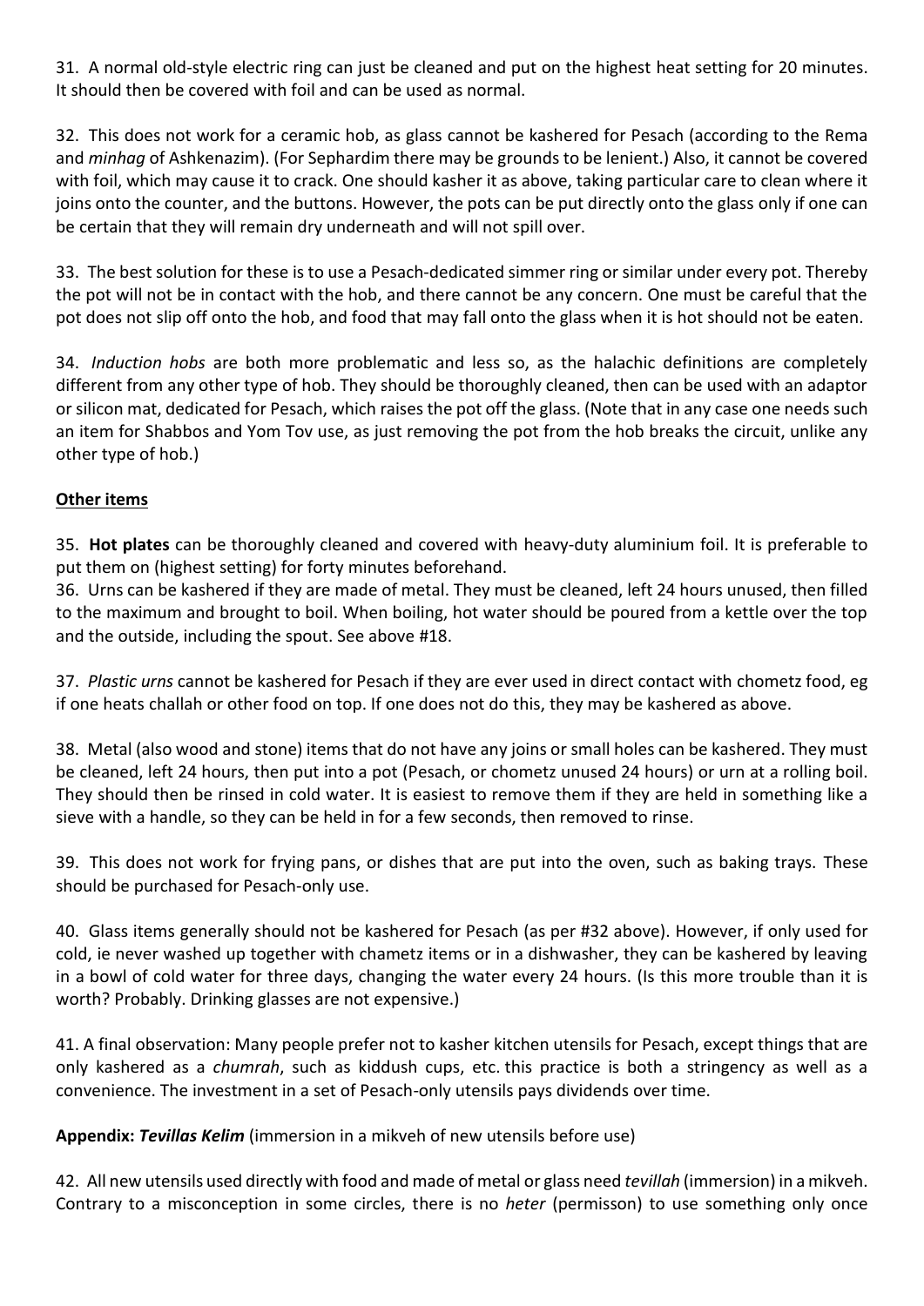31. A normal old-style electric ring can just be cleaned and put on the highest heat setting for 20 minutes. It should then be covered with foil and can be used as normal.

32. This does not work for a ceramic hob, as glass cannot be kashered for Pesach (according to the Rema and *minhag* of Ashkenazim). (For Sephardim there may be grounds to be lenient.) Also, it cannot be covered with foil, which may cause it to crack. One should kasher it as above, taking particular care to clean where it joins onto the counter, and the buttons. However, the pots can be put directly onto the glass only if one can be certain that they will remain dry underneath and will not spill over.

33. The best solution for these is to use a Pesach-dedicated simmer ring or similar under every pot. Thereby the pot will not be in contact with the hob, and there cannot be any concern. One must be careful that the pot does not slip off onto the hob, and food that may fall onto the glass when it is hot should not be eaten.

34. *Induction hobs* are both more problematic and less so, as the halachic definitions are completely different from any other type of hob. They should be thoroughly cleaned, then can be used with an adaptor or silicon mat, dedicated for Pesach, which raises the pot off the glass. (Note that in any case one needs such an item for Shabbos and Yom Tov use, as just removing the pot from the hob breaks the circuit, unlike any other type of hob.)

**Other items**

35. **Hot plates** can be thoroughly cleaned and covered with heavy-duty aluminium foil. It is preferable to put them on (highest setting) for forty minutes beforehand.

36. Urns can be kashered if they are made of metal. They must be cleaned, left 24 hours unused, then filled to the maximum and brought to boil. When boiling, hot water should be poured from a kettle over the top and the outside, including the spout. See above #18.

37. *Plastic urns* cannot be kashered for Pesach if they are ever used in direct contact with chometz food, eg if one heats challah or other food on top. If one does not do this, they may be kashered as above.

38. Metal (also wood and stone) items that do not have any joins or small holes can be kashered. They must be cleaned, left 24 hours, then put into a pot (Pesach, or chometz unused 24 hours) or urn at a rolling boil. They should then be rinsed in cold water. It is easiest to remove them if they are held in something like a sieve with a handle, so they can be held in for a few seconds, then removed to rinse.

39. This does not work for frying pans, or dishes that are put into the oven, such as baking trays. These should be purchased for Pesach-only use.

40. Glass items generally should not be kashered for Pesach (as per #32 above). However, if only used for cold, ie never washed up together with chametz items or in a dishwasher, they can be kashered by leaving in a bowl of cold water for three days, changing the water every 24 hours. (Is this more trouble than it is worth? Probably. Drinking glasses are not expensive.)

41. A final observation: Many people prefer not to kasher kitchen utensils for Pesach, except things that are only kashered as a *chumrah*, such as kiddush cups, etc. this practice is both a stringency as well as a convenience. The investment in a set of Pesach-only utensils pays dividends over time.

**Appendix: *Tevillas Kelim*** (immersion in a mikveh of new utensils before use)

42. All new utensils used directly with food and made of metal or glass need *tevillah* (immersion) in a mikveh. Contrary to a misconception in some circles, there is no *heter* (permisson) to use something only once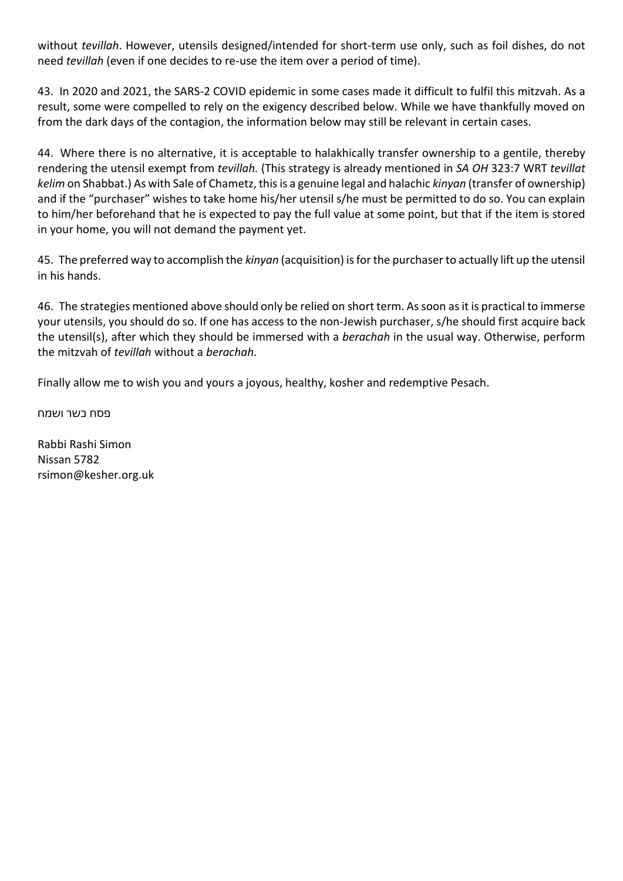without *tevillah*. However, utensils designed/intended for short-term use only, such as foil dishes, do not need *tevillah* (even if one decides to re-use the item over a period of time).

43. In 2020 and 2021, the SARS-2 COVID epidemic in some cases made it difficult to fulfil this mitzvah. As a result, some were compelled to rely on the exigency described below. While we have thankfully moved on from the dark days of the contagion, the information below may still be relevant in certain cases.

44. Where there is no alternative, it is acceptable to halakhically transfer ownership to a gentile, thereby rendering the utensil exempt from *tevillah.* (This strategy is already mentioned in *SA OH* 323:7 WRT *tevillat kelim* on Shabbat.) As with Sale of Chametz, this is a genuine legal and halachic *kinyan* (transfer of ownership) and if the "purchaser" wishes to take home his/her utensil s/he must be permitted to do so. You can explain to him/her beforehand that he is expected to pay the full value at some point, but that if the item is stored in your home, you will not demand the payment yet.

45. The preferred way to accomplish the *kinyan* (acquisition) is for the purchaser to actually lift up the utensil in his hands.

46. The strategies mentioned above should only be relied on short term. As soon as it is practical to immerse your utensils, you should do so. If one has access to the non-Jewish purchaser, s/he should first acquire back the utensil(s), after which they should be immersed with a *berachah* in the usual way. Otherwise, perform the mitzvah of *tevillah* without a *berachah*.

Finally allow me to wish you and yours a joyous, healthy, kosher and redemptive Pesach.

פסח כשר ושמח

Rabbi Rashi Simon
Nissan 5782
rsimon@kesher.org.uk